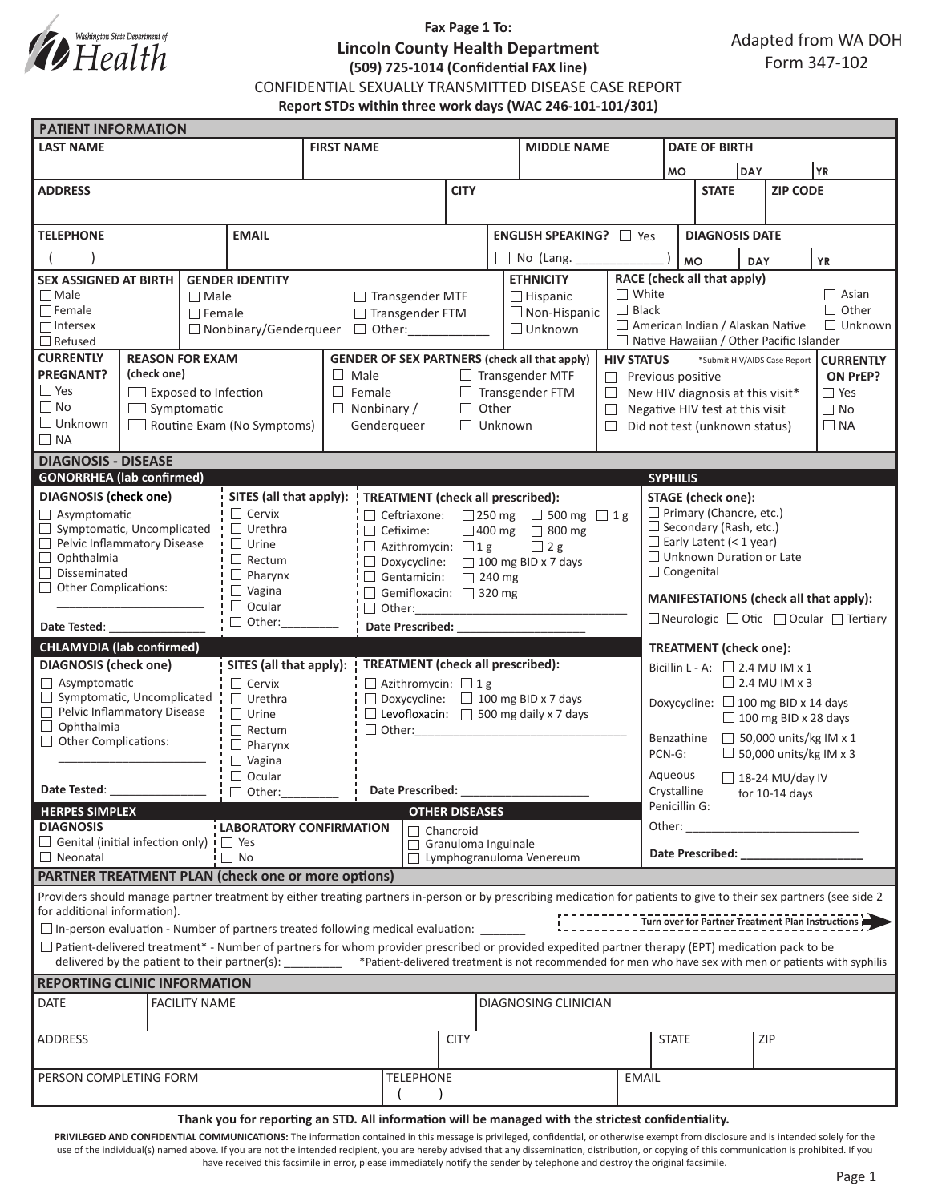Washington State Department of Health

**Fax Page 1 To:**
## Lincoln County Health Department
**(509) 725-1014 (Confidential FAX line)**

Adapted from WA DOH Form 347-102

CONFIDENTIAL SEXUALLY TRANSMITTED DISEASE CASE REPORT

**Report STDs within three work days (WAC 246-101-101/301)**

## PATIENT INFORMATION

| LAST NAME | FIRST NAME | MIDDLE NAME | DATE OF BIRTH (MO / DAY / YR) |
|---|---|---|---|
| | | | |

| ADDRESS | CITY | STATE | ZIP CODE |
|---|---|---|---|
| | | | |

| TELEPHONE | EMAIL | ENGLISH SPEAKING? | DIAGNOSIS DATE (MO / DAY / YR) |
|---|---|---|---|
| ( ) | | ☐ Yes ☐ No (Lang. ____________ ) | |

**SEX ASSIGNED AT BIRTH**
- ☐ Male
- ☐ Female
- ☐ Intersex
- ☐ Refused

**GENDER IDENTITY**
- ☐ Male
- ☐ Female
- ☐ Nonbinary/Genderqueer
- ☐ Transgender MTF
- ☐ Transgender FTM
- ☐ Other:___________

**ETHNICITY**
- ☐ Hispanic
- ☐ Non-Hispanic
- ☐ Unknown

**RACE (check all that apply)**
- ☐ White
- ☐ Black
- ☐ American Indian / Alaskan Native
- ☐ Native Hawaiian / Other Pacific Islander
- ☐ Asian
- ☐ Other
- ☐ Unknown

**CURRENTLY PREGNANT?**
- ☐ Yes
- ☐ No
- ☐ Unknown
- ☐ NA

**REASON FOR EXAM (check one)**
- ☐ Exposed to Infection
- ☐ Symptomatic
- ☐ Routine Exam (No Symptoms)

**GENDER OF SEX PARTNERS (check all that apply)**
- ☐ Male
- ☐ Female
- ☐ Nonbinary / Genderqueer
- ☐ Transgender MTF
- ☐ Transgender FTM
- ☐ Other
- ☐ Unknown

**HIV STATUS** *Submit HIV/AIDS Case Report
- ☐ Previous positive
- ☐ New HIV diagnosis at this visit*
- ☐ Negative HIV test at this visit
- ☐ Did not test (unknown status)

**CURRENTLY ON PrEP?**
- ☐ Yes
- ☐ No
- ☐ NA

## DIAGNOSIS - DISEASE

### GONORRHEA (lab confirmed)

**DIAGNOSIS (check one)**
- ☐ Asymptomatic
- ☐ Symptomatic, Uncomplicated
- ☐ Pelvic Inflammatory Disease
- ☐ Ophthalmia
- ☐ Disseminated
- ☐ Other Complications: ______________________

Date Tested: _______________

**SITES (all that apply):**
- ☐ Cervix
- ☐ Urethra
- ☐ Urine
- ☐ Rectum
- ☐ Pharynx
- ☐ Vagina
- ☐ Ocular
- ☐ Other:________

**TREATMENT (check all prescribed):**
- ☐ Ceftriaxone: ☐ 250 mg ☐ 500 mg ☐ 1 g
- ☐ Cefixime: ☐ 400 mg ☐ 800 mg
- ☐ Azithromycin: ☐ 1 g ☐ 2 g
- ☐ Doxycycline: ☐ 100 mg BID x 7 days
- ☐ Gentamicin: ☐ 240 mg
- ☐ Gemifloxacin: ☐ 320 mg
- ☐ Other:________________________________

Date Prescribed: ___________________

### CHLAMYDIA (lab confirmed)

**DIAGNOSIS (check one)**
- ☐ Asymptomatic
- ☐ Symptomatic, Uncomplicated
- ☐ Pelvic Inflammatory Disease
- ☐ Ophthalmia
- ☐ Other Complications: ______________________

Date Tested: _______________

**SITES (all that apply):**
- ☐ Cervix
- ☐ Urethra
- ☐ Urine
- ☐ Rectum
- ☐ Pharynx
- ☐ Vagina
- ☐ Ocular
- ☐ Other:________

**TREATMENT (check all prescribed):**
- ☐ Azithromycin: ☐ 1 g
- ☐ Doxycycline: ☐ 100 mg BID x 7 days
- ☐ Levofloxacin: ☐ 500 mg daily x 7 days
- ☐ Other:________________________________

Date Prescribed: ___________________

### HERPES SIMPLEX

**DIAGNOSIS**
- ☐ Genital (initial infection only)
- ☐ Neonatal

**LABORATORY CONFIRMATION**
- ☐ Yes
- ☐ No

### OTHER DISEASES
- ☐ Chancroid
- ☐ Granuloma Inguinale
- ☐ Lymphogranuloma Venereum

### SYPHILIS

**STAGE (check one):**
- ☐ Primary (Chancre, etc.)
- ☐ Secondary (Rash, etc.)
- ☐ Early Latent (< 1 year)
- ☐ Unknown Duration or Late
- ☐ Congenital

**MANIFESTATIONS (check all that apply):**
☐ Neurologic ☐ Otic ☐ Ocular ☐ Tertiary

**TREATMENT (check one):**
- Bicillin L - A: ☐ 2.4 MU IM x 1 ☐ 2.4 MU IM x 3
- Doxycycline: ☐ 100 mg BID x 14 days ☐ 100 mg BID x 28 days
- Benzathine PCN-G: ☐ 50,000 units/kg IM x 1 ☐ 50,000 units/kg IM x 3
- Aqueous Crystalline Penicillin G: ☐ 18-24 MU/day IV for 10-14 days
- Other: __________________________

Date Prescribed: ___________________

## PARTNER TREATMENT PLAN (check one or more options)

Providers should manage partner treatment by either treating partners in-person or by prescribing medication for patients to give to their sex partners (see side 2 for additional information).

Turn over for Partner Treatment Plan Instructions

☐ In-person evaluation - Number of partners treated following medical evaluation: _______

☐ Patient-delivered treatment* - Number of partners for whom provider prescribed or provided expedited partner therapy (EPT) medication pack to be delivered by the patient to their partner(s): ________ *Patient-delivered treatment is not recommended for men who have sex with men or patients with syphilis

## REPORTING CLINIC INFORMATION

| DATE | FACILITY NAME | DIAGNOSING CLINICIAN |
|---|---|---|
| | | |

| ADDRESS | CITY | STATE | ZIP |
|---|---|---|---|
| | | | |

| PERSON COMPLETING FORM | TELEPHONE | EMAIL |
|---|---|---|
| | ( ) | |

**Thank you for reporting an STD. All information will be managed with the strictest confidentiality.**

**PRIVILEGED AND CONFIDENTIAL COMMUNICATIONS:** The information contained in this message is privileged, confidential, or otherwise exempt from disclosure and is intended solely for the use of the individual(s) named above. If you are not the intended recipient, you are hereby advised that any dissemination, distribution, or copying of this communication is prohibited. If you have received this facsimile in error, please immediately notify the sender by telephone and destroy the original facsimile.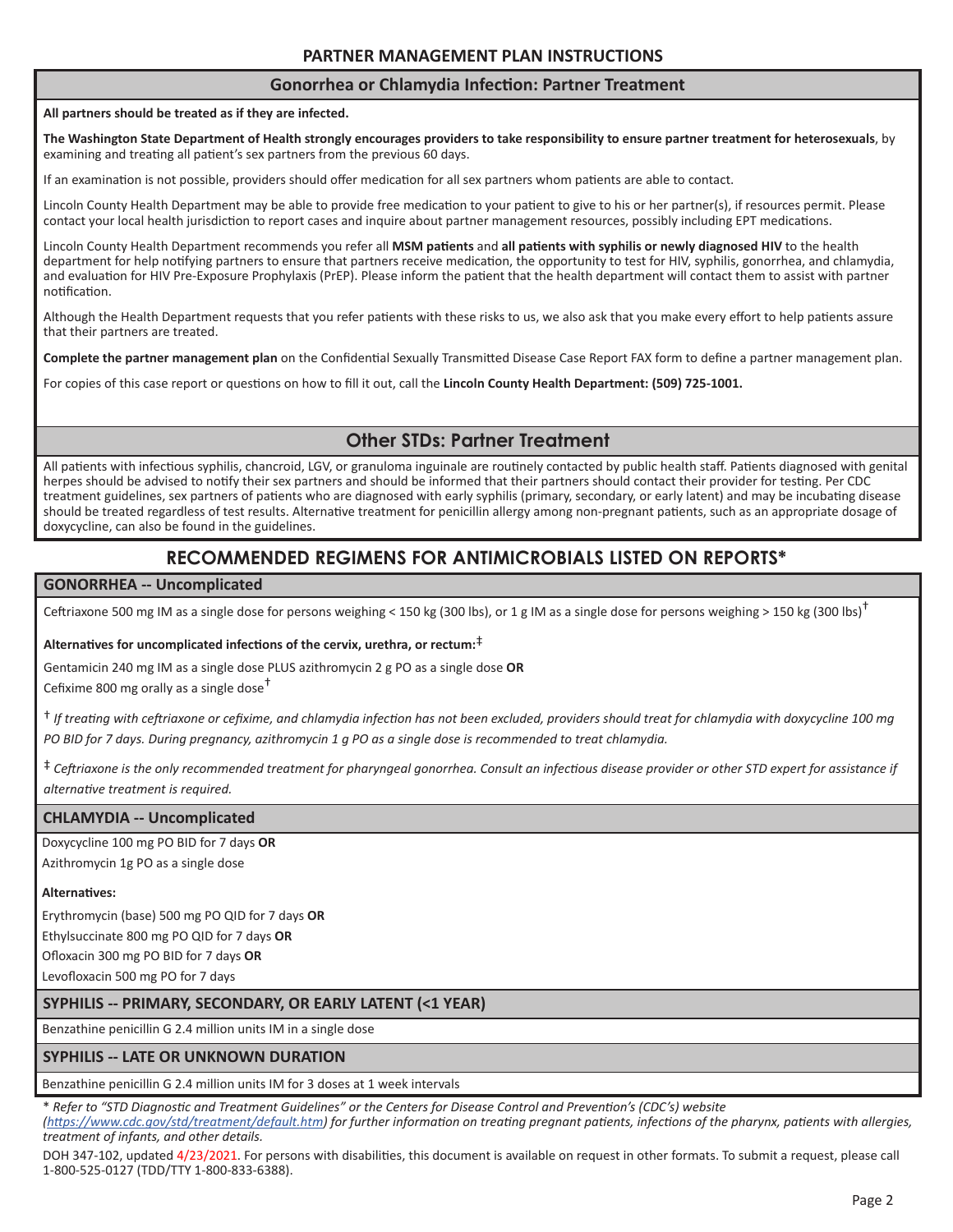# PARTNER MANAGEMENT PLAN INSTRUCTIONS

## Gonorrhea or Chlamydia Infection: Partner Treatment

**All partners should be treated as if they are infected.**

**The Washington State Department of Health strongly encourages providers to take responsibility to ensure partner treatment for heterosexuals**, by examining and treating all patient's sex partners from the previous 60 days.

If an examination is not possible, providers should offer medication for all sex partners whom patients are able to contact.

Lincoln County Health Department may be able to provide free medication to your patient to give to his or her partner(s), if resources permit. Please contact your local health jurisdiction to report cases and inquire about partner management resources, possibly including EPT medications.

Lincoln County Health Department recommends you refer all **MSM patients** and **all patients with syphilis or newly diagnosed HIV** to the health department for help notifying partners to ensure that partners receive medication, the opportunity to test for HIV, syphilis, gonorrhea, and chlamydia, and evaluation for HIV Pre-Exposure Prophylaxis (PrEP). Please inform the patient that the health department will contact them to assist with partner notification.

Although the Health Department requests that you refer patients with these risks to us, we also ask that you make every effort to help patients assure that their partners are treated.

**Complete the partner management plan** on the Confidential Sexually Transmitted Disease Case Report FAX form to define a partner management plan.

For copies of this case report or questions on how to fill it out, call the **Lincoln County Health Department: (509) 725-1001.**

## Other STDs: Partner Treatment

All patients with infectious syphilis, chancroid, LGV, or granuloma inguinale are routinely contacted by public health staff. Patients diagnosed with genital herpes should be advised to notify their sex partners and should be informed that their partners should contact their provider for testing. Per CDC treatment guidelines, sex partners of patients who are diagnosed with early syphilis (primary, secondary, or early latent) and may be incubating disease should be treated regardless of test results. Alternative treatment for penicillin allergy among non-pregnant patients, such as an appropriate dosage of doxycycline, can also be found in the guidelines.

# RECOMMENDED REGIMENS FOR ANTIMICROBIALS LISTED ON REPORTS*

### GONORRHEA -- Uncomplicated

Ceftriaxone 500 mg IM as a single dose for persons weighing < 150 kg (300 lbs), or 1 g IM as a single dose for persons weighing > 150 kg (300 lbs)†

**Alternatives for uncomplicated infections of the cervix, urethra, or rectum:‡**

Gentamicin 240 mg IM as a single dose PLUS azithromycin 2 g PO as a single dose **OR**

Cefixime 800 mg orally as a single dose†

† *If treating with ceftriaxone or cefixime, and chlamydia infection has not been excluded, providers should treat for chlamydia with doxycycline 100 mg PO BID for 7 days. During pregnancy, azithromycin 1 g PO as a single dose is recommended to treat chlamydia.*

‡ *Ceftriaxone is the only recommended treatment for pharyngeal gonorrhea. Consult an infectious disease provider or other STD expert for assistance if alternative treatment is required.*

### CHLAMYDIA -- Uncomplicated

Doxycycline 100 mg PO BID for 7 days **OR**

Azithromycin 1g PO as a single dose

**Alternatives:**

Erythromycin (base) 500 mg PO QID for 7 days **OR**

Ethylsuccinate 800 mg PO QID for 7 days **OR**

Ofloxacin 300 mg PO BID for 7 days **OR**

Levofloxacin 500 mg PO for 7 days

### SYPHILIS -- PRIMARY, SECONDARY, OR EARLY LATENT (<1 YEAR)

Benzathine penicillin G 2.4 million units IM in a single dose

### SYPHILIS -- LATE OR UNKNOWN DURATION

Benzathine penicillin G 2.4 million units IM for 3 doses at 1 week intervals

\* *Refer to "STD Diagnostic and Treatment Guidelines" or the Centers for Disease Control and Prevention's (CDC's) website ([https://www.cdc.gov/std/treatment/default.htm](https://www.cdc.gov/std/treatment/default.htm)) for further information on treating pregnant patients, infections of the pharynx, patients with allergies, treatment of infants, and other details.*

DOH 347-102, updated 4/23/2021. For persons with disabilities, this document is available on request in other formats. To submit a request, please call 1-800-525-0127 (TDD/TTY 1-800-833-6388).